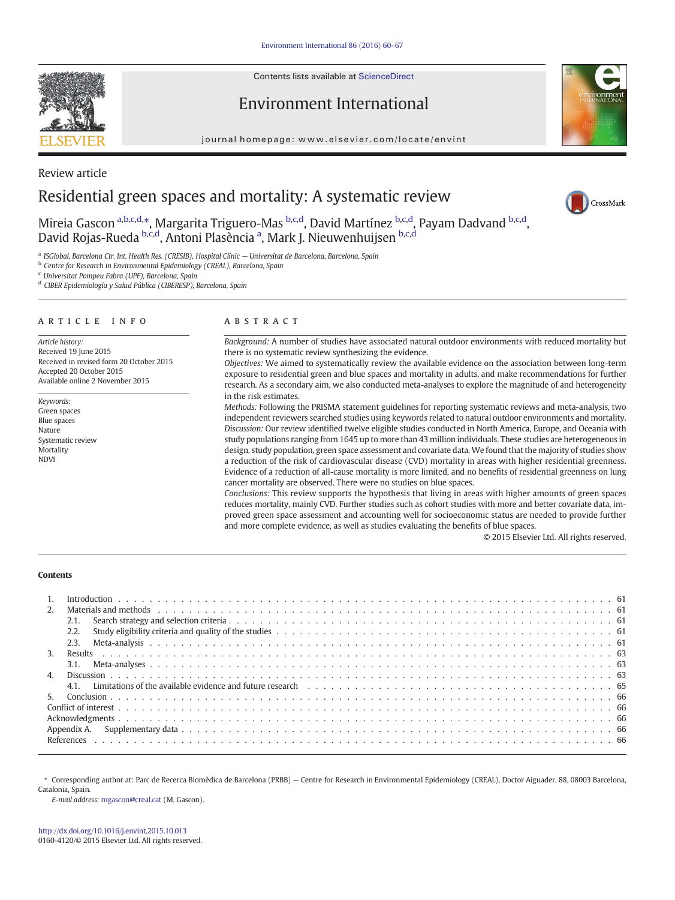Review article

# Residential green spaces and mortality: A systematic review

Mireia Gascon [a,b,c,d,*], Margarita Triguero-Mas [b,c,d], David Martínez [b,c,d], Payam Dadvand [b,c,d], David Rojas-Rueda [b,c,d], Antoni Plasència [a], Mark J. Nieuwenhuijsen [b,c,d]

[a] ISGlobal, Barcelona Ctr. Int. Health Res. (CRESIB), Hospital Clínic — Universitat de Barcelona, Barcelona, Spain
[b] Centre for Research in Environmental Epidemiology (CREAL), Barcelona, Spain
[c] Universitat Pompeu Fabra (UPF), Barcelona, Spain
[d] CIBER Epidemiología y Salud Pública (CIBERESP), Barcelona, Spain

## ARTICLE INFO

*Article history:*
Received 19 June 2015
Received in revised form 20 October 2015
Accepted 20 October 2015
Available online 2 November 2015

*Keywords:*
Green spaces
Blue spaces
Nature
Systematic review
Mortality
NDVI

## ABSTRACT

*Background:* A number of studies have associated natural outdoor environments with reduced mortality but there is no systematic review synthesizing the evidence.

*Objectives:* We aimed to systematically review the available evidence on the association between long-term exposure to residential green and blue spaces and mortality in adults, and make recommendations for further research. As a secondary aim, we also conducted meta-analyses to explore the magnitude of and heterogeneity in the risk estimates.

*Methods:* Following the PRISMA statement guidelines for reporting systematic reviews and meta-analysis, two independent reviewers searched studies using keywords related to natural outdoor environments and mortality.

*Discussion:* Our review identified twelve eligible studies conducted in North America, Europe, and Oceania with study populations ranging from 1645 up to more than 43 million individuals. These studies are heterogeneous in design, study population, green space assessment and covariate data. We found that the majority of studies show a reduction of the risk of cardiovascular disease (CVD) mortality in areas with higher residential greenness. Evidence of a reduction of all-cause mortality is more limited, and no benefits of residential greenness on lung cancer mortality are observed. There were no studies on blue spaces.

*Conclusions:* This review supports the hypothesis that living in areas with higher amounts of green spaces reduces mortality, mainly CVD. Further studies such as cohort studies with more and better covariate data, improved green space assessment and accounting well for socioeconomic status are needed to provide further and more complete evidence, as well as studies evaluating the benefits of blue spaces.

© 2015 Elsevier Ltd. All rights reserved.

## Contents

1. Introduction . . . 61
2. Materials and methods . . . 61
   - 2.1. Search strategy and selection criteria . . . 61
   - 2.2. Study eligibility criteria and quality of the studies . . . 61
   - 2.3. Meta-analysis . . . 61
3. Results . . . 63
   - 3.1. Meta-analyses . . . 63
4. Discussion . . . 63
   - 4.1. Limitations of the available evidence and future research . . . 65
5. Conclusion . . . 66

Conflict of interest . . . 66
Acknowledgments . . . 66
Appendix A. Supplementary data . . . 66
References . . . 66

* Corresponding author at: Parc de Recerca Biomèdica de Barcelona (PRBB) — Centre for Research in Environmental Epidemiology (CREAL), Doctor Aiguader, 88, 08003 Barcelona, Catalonia, Spain.
*E-mail address:* mgascon@creal.cat (M. Gascon).

http://dx.doi.org/10.1016/j.envint.2015.10.013
0160-4120/© 2015 Elsevier Ltd. All rights reserved.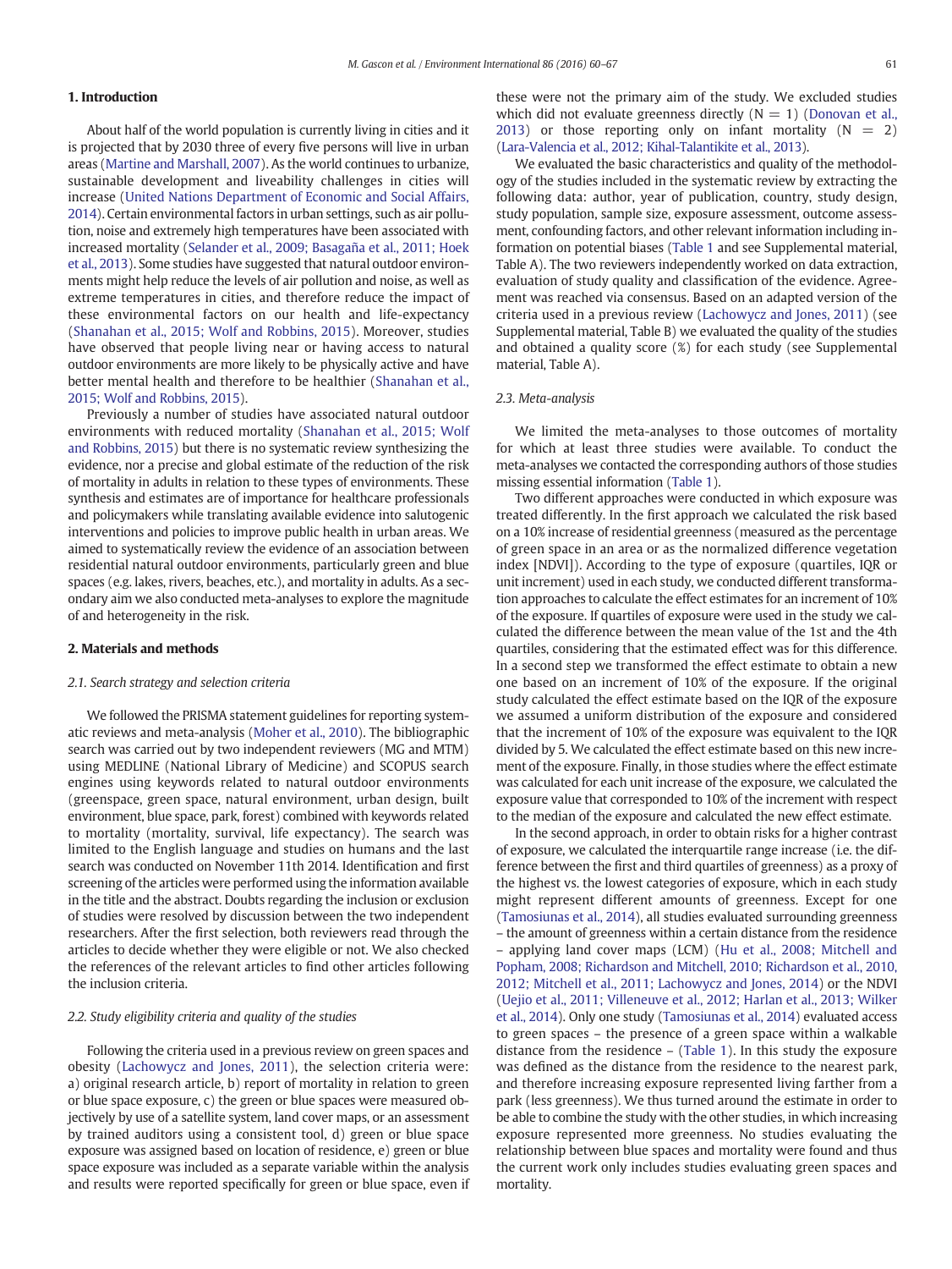## 1. Introduction

About half of the world population is currently living in cities and it is projected that by 2030 three of every five persons will live in urban areas (Martine and Marshall, 2007). As the world continues to urbanize, sustainable development and liveability challenges in cities will increase (United Nations Department of Economic and Social Affairs, 2014). Certain environmental factors in urban settings, such as air pollution, noise and extremely high temperatures have been associated with increased mortality (Selander et al., 2009; Basagaña et al., 2011; Hoek et al., 2013). Some studies have suggested that natural outdoor environments might help reduce the levels of air pollution and noise, as well as extreme temperatures in cities, and therefore reduce the impact of these environmental factors on our health and life-expectancy (Shanahan et al., 2015; Wolf and Robbins, 2015). Moreover, studies have observed that people living near or having access to natural outdoor environments are more likely to be physically active and have better mental health and therefore to be healthier (Shanahan et al., 2015; Wolf and Robbins, 2015).

Previously a number of studies have associated natural outdoor environments with reduced mortality (Shanahan et al., 2015; Wolf and Robbins, 2015) but there is no systematic review synthesizing the evidence, nor a precise and global estimate of the reduction of the risk of mortality in adults in relation to these types of environments. These synthesis and estimates are of importance for healthcare professionals and policymakers while translating available evidence into salutogenic interventions and policies to improve public health in urban areas. We aimed to systematically review the evidence of an association between residential natural outdoor environments, particularly green and blue spaces (e.g. lakes, rivers, beaches, etc.), and mortality in adults. As a secondary aim we also conducted meta-analyses to explore the magnitude of and heterogeneity in the risk.

## 2. Materials and methods

### 2.1. Search strategy and selection criteria

We followed the PRISMA statement guidelines for reporting systematic reviews and meta-analysis (Moher et al., 2010). The bibliographic search was carried out by two independent reviewers (MG and MTM) using MEDLINE (National Library of Medicine) and SCOPUS search engines using keywords related to natural outdoor environments (greenspace, green space, natural environment, urban design, built environment, blue space, park, forest) combined with keywords related to mortality (mortality, survival, life expectancy). The search was limited to the English language and studies on humans and the last search was conducted on November 11th 2014. Identification and first screening of the articles were performed using the information available in the title and the abstract. Doubts regarding the inclusion or exclusion of studies were resolved by discussion between the two independent researchers. After the first selection, both reviewers read through the articles to decide whether they were eligible or not. We also checked the references of the relevant articles to find other articles following the inclusion criteria.

### 2.2. Study eligibility criteria and quality of the studies

Following the criteria used in a previous review on green spaces and obesity (Lachowycz and Jones, 2011), the selection criteria were: a) original research article, b) report of mortality in relation to green or blue space exposure, c) the green or blue spaces were measured objectively by use of a satellite system, land cover maps, or an assessment by trained auditors using a consistent tool, d) green or blue space exposure was assigned based on location of residence, e) green or blue space exposure was included as a separate variable within the analysis and results were reported specifically for green or blue space, even if these were not the primary aim of the study. We excluded studies which did not evaluate greenness directly (N = 1) (Donovan et al., 2013) or those reporting only on infant mortality (N = 2) (Lara-Valencia et al., 2012; Kihal-Talantikite et al., 2013).

We evaluated the basic characteristics and quality of the methodology of the studies included in the systematic review by extracting the following data: author, year of publication, country, study design, study population, sample size, exposure assessment, outcome assessment, confounding factors, and other relevant information including information on potential biases (Table 1 and see Supplemental material, Table A). The two reviewers independently worked on data extraction, evaluation of study quality and classification of the evidence. Agreement was reached via consensus. Based on an adapted version of the criteria used in a previous review (Lachowycz and Jones, 2011) (see Supplemental material, Table B) we evaluated the quality of the studies and obtained a quality score (%) for each study (see Supplemental material, Table A).

### 2.3. Meta-analysis

We limited the meta-analyses to those outcomes of mortality for which at least three studies were available. To conduct the meta-analyses we contacted the corresponding authors of those studies missing essential information (Table 1).

Two different approaches were conducted in which exposure was treated differently. In the first approach we calculated the risk based on a 10% increase of residential greenness (measured as the percentage of green space in an area or as the normalized difference vegetation index [NDVI]). According to the type of exposure (quartiles, IQR or unit increment) used in each study, we conducted different transformation approaches to calculate the effect estimates for an increment of 10% of the exposure. If quartiles of exposure were used in the study we calculated the difference between the mean value of the 1st and the 4th quartiles, considering that the estimated effect was for this difference. In a second step we transformed the effect estimate to obtain a new one based on an increment of 10% of the exposure. If the original study calculated the effect estimate based on the IQR of the exposure we assumed a uniform distribution of the exposure and considered that the increment of 10% of the exposure was equivalent to the IQR divided by 5. We calculated the effect estimate based on this new increment of the exposure. Finally, in those studies where the effect estimate was calculated for each unit increase of the exposure, we calculated the exposure value that corresponded to 10% of the increment with respect to the median of the exposure and calculated the new effect estimate.

In the second approach, in order to obtain risks for a higher contrast of exposure, we calculated the interquartile range increase (i.e. the difference between the first and third quartiles of greenness) as a proxy of the highest vs. the lowest categories of exposure, which in each study might represent different amounts of greenness. Except for one (Tamosiunas et al., 2014), all studies evaluated surrounding greenness – the amount of greenness within a certain distance from the residence – applying land cover maps (LCM) (Hu et al., 2008; Mitchell and Popham, 2008; Richardson and Mitchell, 2010; Richardson et al., 2010, 2012; Mitchell et al., 2011; Lachowycz and Jones, 2014) or the NDVI (Uejio et al., 2011; Villeneuve et al., 2012; Harlan et al., 2013; Wilker et al., 2014). Only one study (Tamosiunas et al., 2014) evaluated access to green spaces – the presence of a green space within a walkable distance from the residence – (Table 1). In this study the exposure was defined as the distance from the residence to the nearest park, and therefore increasing exposure represented living farther from a park (less greenness). We thus turned around the estimate in order to be able to combine the study with the other studies, in which increasing exposure represented more greenness. No studies evaluating the relationship between blue spaces and mortality were found and thus the current work only includes studies evaluating green spaces and mortality.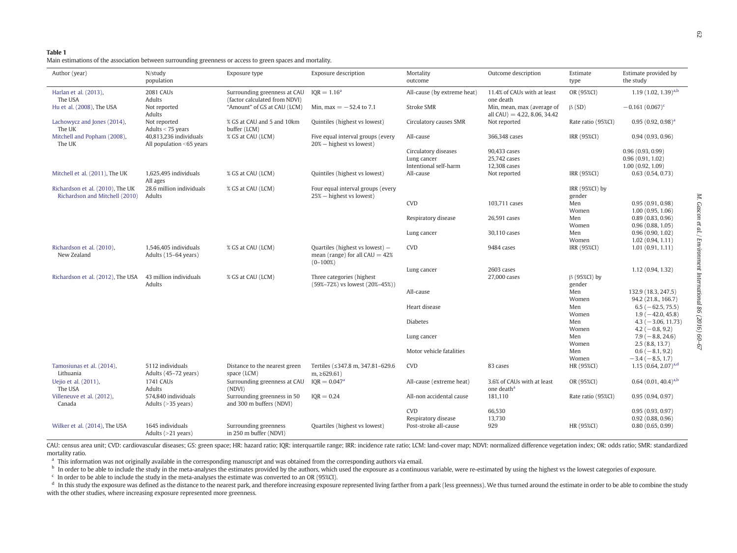**Table 1**

Main estimations of the association between surrounding greenness or access to green spaces and mortality.

| Author (year) | N/study population | Exposure type | Exposure description | Mortality outcome | Outcome description | Estimate type | Estimate provided by the study |
|---|---|---|---|---|---|---|---|
| Harlan et al. (2013), The USA | 2081 CAUs Adults | Surrounding greenness at CAU (factor calculated from NDVI) | IQR = 1.16[a] | All-cause (by extreme heat) | 11.4% of CAUs with at least one death | OR (95%CI) | 1.19 (1.02, 1.39)[a,b] |
| Hu et al. (2008), The USA | Not reported Adults | "Amount" of GS at CAU (LCM) | Min, max = −52.4 to 7.1 | Stroke SMR | Min, mean, max (average of all CAU) = 4.22, 8.06, 34.42 | β (SD) | −0.161 (0.067)[c] |
| Lachowycz and Jones (2014), The UK | Not reported Adults < 75 years | % GS at CAU and 5 and 10km buffer (LCM) | Quintiles (highest vs lowest) | Circulatory causes SMR | Not reported | Rate ratio (95%CI) | 0.95 (0.92, 0.98)[a] |
| Mitchell and Popham (2008), The UK | 40,813,236 individuals All population <65 years | % GS at CAU (LCM) | Five equal interval groups (every 20% − highest vs lowest) | All-cause | 366,348 cases | IRR (95%CI) | 0.94 (0.93, 0.96) |
| | | | | Circulatory diseases | 90,433 cases | | 0.96 (0.93, 0.99) |
| | | | | Lung cancer | 25,742 cases | | 0.96 (0.91, 1.02) |
| | | | | Intentional self-harm | 12,308 cases | | 1.00 (0.92, 1.09) |
| Mitchell et al. (2011), The UK | 1,625,495 individuals All ages | % GS at CAU (LCM) | Quintiles (highest vs lowest) | All-cause | Not reported | IRR (95%CI) | 0.63 (0.54, 0.73) |
| Richardson et al. (2010), The UK Richardson and Mitchell (2010) | 28.6 million individuals Adults | % GS at CAU (LCM) | Four equal interval groups (every 25% − highest vs lowest) | | | IRR (95%CI) by gender | |
| | | | | CVD | 103,711 cases | Men | 0.95 (0.91, 0.98) |
| | | | | | | Women | 1.00 (0.95, 1.06) |
| | | | | Respiratory disease | 26,591 cases | Men | 0.89 (0.83, 0.96) |
| | | | | | | Women | 0.96 (0.88, 1.05) |
| | | | | Lung cancer | 30,110 cases | Men | 0.96 (0.90, 1.02) |
| | | | | | | Women | 1.02 (0.94, 1.11) |
| Richardson et al. (2010), New Zealand | 1,546,405 individuals Adults (15–64 years) | % GS at CAU (LCM) | Quartiles (highest vs lowest) − mean (range) for all CAU = 42% (0–100%) | CVD | 9484 cases | IRR (95%CI) | 1.01 (0.91, 1.11) |
| | | | | Lung cancer | 2603 cases | | 1.12 (0.94, 1.32) |
| Richardson et al. (2012), The USA | 43 million individuals Adults | % GS at CAU (LCM) | Three categories (highest (59%–72%) vs lowest (20%–45%)) | | 27,000 cases | β (95%CI) by gender | |
| | | | | All-cause | | Men | 132.9 (18.3, 247.5) |
| | | | | | | Women | 94.2 (21.8., 166.7) |
| | | | | Heart disease | | Men | 6.5 (−62.5, 75.5) |
| | | | | | | Women | 1.9 (−42.0, 45.8) |
| | | | | Diabetes | | Men | 4.3 (−3.06, 11.73) |
| | | | | | | Women | 4.2 (−0.8, 9.2) |
| | | | | Lung cancer | | Men | 7.9 (−8.8, 24.6) |
| | | | | | | Women | 2.5 (8.8, 13.7) |
| | | | | Motor vehicle fatalities | | Men | 0.6 (−8.1, 9.2) |
| | | | | | | Women | −3.4 (−8.5, 1.7) |
| Tamosiunas et al. (2014), Lithuania | 5112 individuals Adults (45–72 years) | Distance to the nearest green space (LCM) | Tertiles (≤347.8 m, 347.81–629.6 m, ≥629.61) | CVD | 83 cases | HR (95%CI) | 1.15 (0.64, 2.07)[a,d] |
| Uejio et al. (2011), The USA | 1741 CAUs Adults | Surrounding greenness at CAU (NDVI) | IQR = 0.047[a] | All-cause (extreme heat) | 3.6% of CAUs with at least one death[a] | OR (95%CI) | 0.64 (0.01, 40.4)[a,b] |
| Villeneuve et al. (2012), Canada | 574,840 individuals Adults (>35 years) | Surrounding greenness in 50 and 300 m buffers (NDVI) | IQR = 0.24 | All-non accidental cause | 181,110 | Rate ratio (95%CI) | 0.95 (0.94, 0.97) |
| | | | | CVD | 66,530 | | 0.95 (0.93, 0.97) |
| | | | | Respiratory disease | 13,730 | | 0.92 (0.88, 0.96) |
| Wilker et al. (2014), The USA | 1645 individuals Adults (>21 years) | Surrounding greenness in 250 m buffer (NDVI) | Quartiles (highest vs lowest) | Post-stroke all-cause | 929 | HR (95%CI) | 0.80 (0.65, 0.99) |

CAU: census area unit; CVD: cardiovascular diseases; GS: green space; HR: hazard ratio; IQR: interquartile range; IRR: incidence rate ratio; LCM: land-cover map; NDVI: normalized difference vegetation index; OR: odds ratio; SMR: standardized mortality ratio.

[a] This information was not originally available in the corresponding manuscript and was obtained from the corresponding authors via email.

[b] In order to be able to include the study in the meta-analyses the estimates provided by the authors, which used the exposure as a continuous variable, were re-estimated by using the highest vs the lowest categories of exposure.

[c] In order to be able to include the study in the meta-analyses the estimate was converted to an OR (95%CI).

[d] In this study the exposure was defined as the distance to the nearest park, and therefore increasing exposure represented living farther from a park (less greenness). We thus turned around the estimate in order to be able to combine the study with the other studies, where increasing exposure represented more greenness.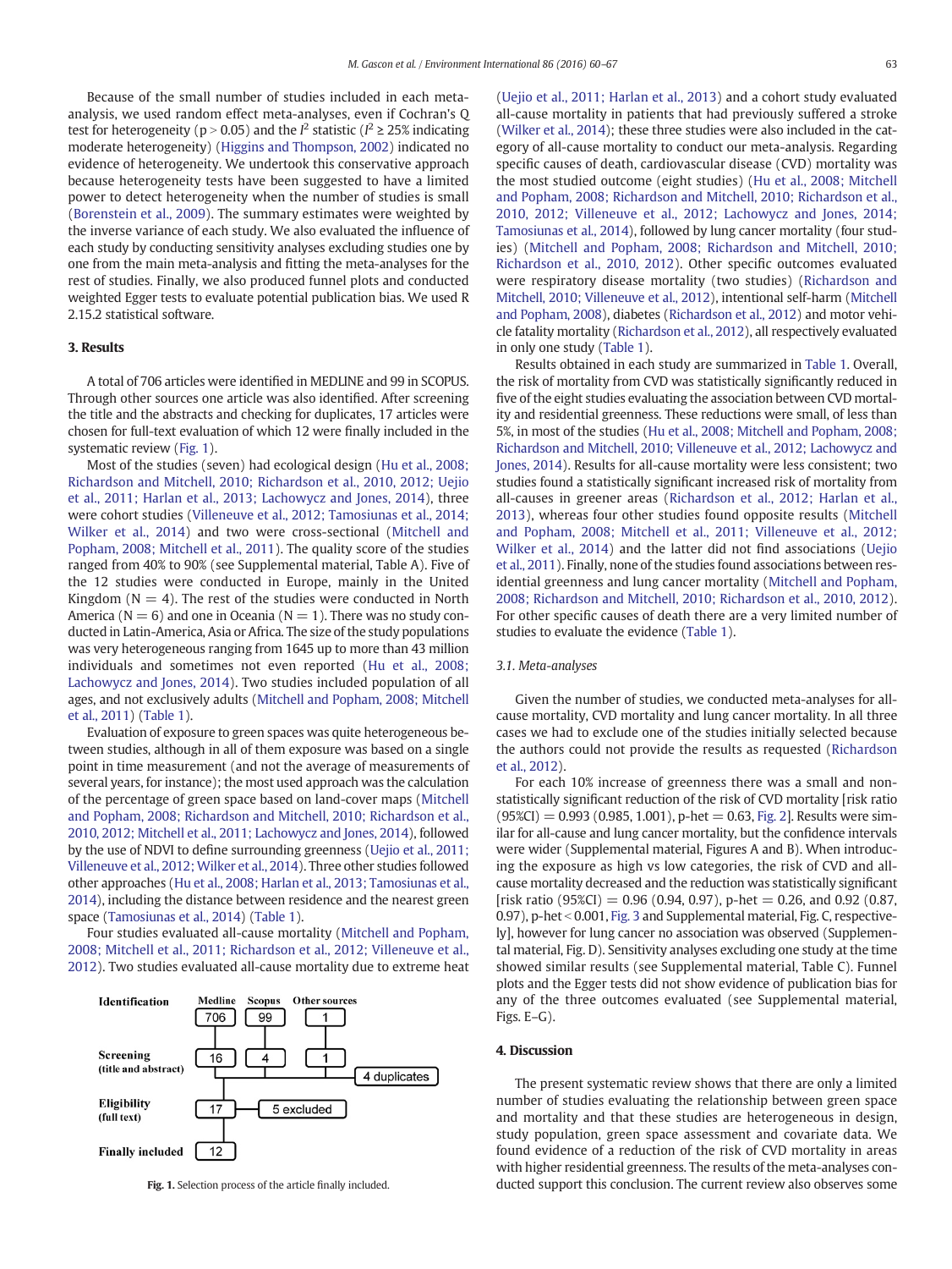Because of the small number of studies included in each meta-analysis, we used random effect meta-analyses, even if Cochran's Q test for heterogeneity (p > 0.05) and the $I^2$ statistic ($I^2 \geq 25\%$ indicating moderate heterogeneity) (Higgins and Thompson, 2002) indicated no evidence of heterogeneity. We undertook this conservative approach because heterogeneity tests have been suggested to have a limited power to detect heterogeneity when the number of studies is small (Borenstein et al., 2009). The summary estimates were weighted by the inverse variance of each study. We also evaluated the influence of each study by conducting sensitivity analyses excluding studies one by one from the main meta-analysis and fitting the meta-analyses for the rest of studies. Finally, we also produced funnel plots and conducted weighted Egger tests to evaluate potential publication bias. We used R 2.15.2 statistical software.

## 3. Results

A total of 706 articles were identified in MEDLINE and 99 in SCOPUS. Through other sources one article was also identified. After screening the title and the abstracts and checking for duplicates, 17 articles were chosen for full-text evaluation of which 12 were finally included in the systematic review (Fig. 1).

Most of the studies (seven) had ecological design (Hu et al., 2008; Richardson and Mitchell, 2010; Richardson et al., 2010, 2012; Uejio et al., 2011; Harlan et al., 2013; Lachowycz and Jones, 2014), three were cohort studies (Villeneuve et al., 2012; Tamosiunas et al., 2014; Wilker et al., 2014) and two were cross-sectional (Mitchell and Popham, 2008; Mitchell et al., 2011). The quality score of the studies ranged from 40% to 90% (see Supplemental material, Table A). Five of the 12 studies were conducted in Europe, mainly in the United Kingdom (N = 4). The rest of the studies were conducted in North America (N = 6) and one in Oceania (N = 1). There was no study conducted in Latin-America, Asia or Africa. The size of the study populations was very heterogeneous ranging from 1645 up to more than 43 million individuals and sometimes not even reported (Hu et al., 2008; Lachowycz and Jones, 2014). Two studies included population of all ages, and not exclusively adults (Mitchell and Popham, 2008; Mitchell et al., 2011) (Table 1).

Evaluation of exposure to green spaces was quite heterogeneous between studies, although in all of them exposure was based on a single point in time measurement (and not the average of measurements of several years, for instance); the most used approach was the calculation of the percentage of green space based on land-cover maps (Mitchell and Popham, 2008; Richardson and Mitchell, 2010; Richardson et al., 2010, 2012; Mitchell et al., 2011; Lachowycz and Jones, 2014), followed by the use of NDVI to define surrounding greenness (Uejio et al., 2011; Villeneuve et al., 2012; Wilker et al., 2014). Three other studies followed other approaches (Hu et al., 2008; Harlan et al., 2013; Tamosiunas et al., 2014), including the distance between residence and the nearest green space (Tamosiunas et al., 2014) (Table 1).

Four studies evaluated all-cause mortality (Mitchell and Popham, 2008; Mitchell et al., 2011; Richardson et al., 2012; Villeneuve et al., 2012). Two studies evaluated all-cause mortality due to extreme heat (Uejio et al., 2011; Harlan et al., 2013) and a cohort study evaluated all-cause mortality in patients that had previously suffered a stroke (Wilker et al., 2014); these three studies were also included in the category of all-cause mortality to conduct our meta-analysis. Regarding specific causes of death, cardiovascular disease (CVD) mortality was the most studied outcome (eight studies) (Hu et al., 2008; Mitchell and Popham, 2008; Richardson and Mitchell, 2010; Richardson et al., 2010, 2012; Villeneuve et al., 2012; Lachowycz and Jones, 2014; Tamosiunas et al., 2014), followed by lung cancer mortality (four studies) (Mitchell and Popham, 2008; Richardson and Mitchell, 2010; Richardson et al., 2010, 2012). Other specific outcomes evaluated were respiratory disease mortality (two studies) (Richardson and Mitchell, 2010; Villeneuve et al., 2012), intentional self-harm (Mitchell and Popham, 2008), diabetes (Richardson et al., 2012) and motor vehicle fatality mortality (Richardson et al., 2012), all respectively evaluated in only one study (Table 1).

Results obtained in each study are summarized in Table 1. Overall, the risk of mortality from CVD was statistically significantly reduced in five of the eight studies evaluating the association between CVD mortality and residential greenness. These reductions were small, of less than 5%, in most of the studies (Hu et al., 2008; Mitchell and Popham, 2008; Richardson and Mitchell, 2010; Villeneuve et al., 2012; Lachowycz and Jones, 2014). Results for all-cause mortality were less consistent; two studies found a statistically significant increased risk of mortality from all-causes in greener areas (Richardson et al., 2012; Harlan et al., 2013), whereas four other studies found opposite results (Mitchell and Popham, 2008; Mitchell et al., 2011; Villeneuve et al., 2012; Wilker et al., 2014) and the latter did not find associations (Uejio et al., 2011). Finally, none of the studies found associations between residential greenness and lung cancer mortality (Mitchell and Popham, 2008; Richardson and Mitchell, 2010; Richardson et al., 2010, 2012). For other specific causes of death there are a very limited number of studies to evaluate the evidence (Table 1).

### 3.1. Meta-analyses

Given the number of studies, we conducted meta-analyses for all-cause mortality, CVD mortality and lung cancer mortality. In all three cases we had to exclude one of the studies initially selected because the authors could not provide the results as requested (Richardson et al., 2012).

For each 10% increase of greenness there was a small and non-statistically significant reduction of the risk of CVD mortality [risk ratio (95%CI) = 0.993 (0.985, 1.001), p-het = 0.63, Fig. 2]. Results were similar for all-cause and lung cancer mortality, but the confidence intervals were wider (Supplemental material, Figures A and B). When introducing the exposure as high vs low categories, the risk of CVD and all-cause mortality decreased and the reduction was statistically significant [risk ratio (95%CI) = 0.96 (0.94, 0.97), p-het = 0.26, and 0.92 (0.87, 0.97), p-het < 0.001, Fig. 3 and Supplemental material, Fig. C, respectively], however for lung cancer no association was observed (Supplemental material, Fig. D). Sensitivity analyses excluding one study at the time showed similar results (see Supplemental material, Table C). Funnel plots and the Egger tests did not show evidence of publication bias for any of the three outcomes evaluated (see Supplemental material, Figs. E–G).

| | Medline | Scopus | Other sources | |
|---|---|---|---|---|
| **Identification** | 706 | 99 | 1 | |
| **Screening** (title and abstract) | 16 | 4 | 1 | 4 duplicates |
| **Eligibility** (full text) | 17 | | | 5 excluded |
| **Finally included** | 12 | | | |

**Fig. 1.** Selection process of the article finally included.

## 4. Discussion

The present systematic review shows that there are only a limited number of studies evaluating the relationship between green space and mortality and that these studies are heterogeneous in design, study population, green space assessment and covariate data. We found evidence of a reduction of the risk of CVD mortality in areas with higher residential greenness. The results of the meta-analyses conducted support this conclusion. The current review also observes some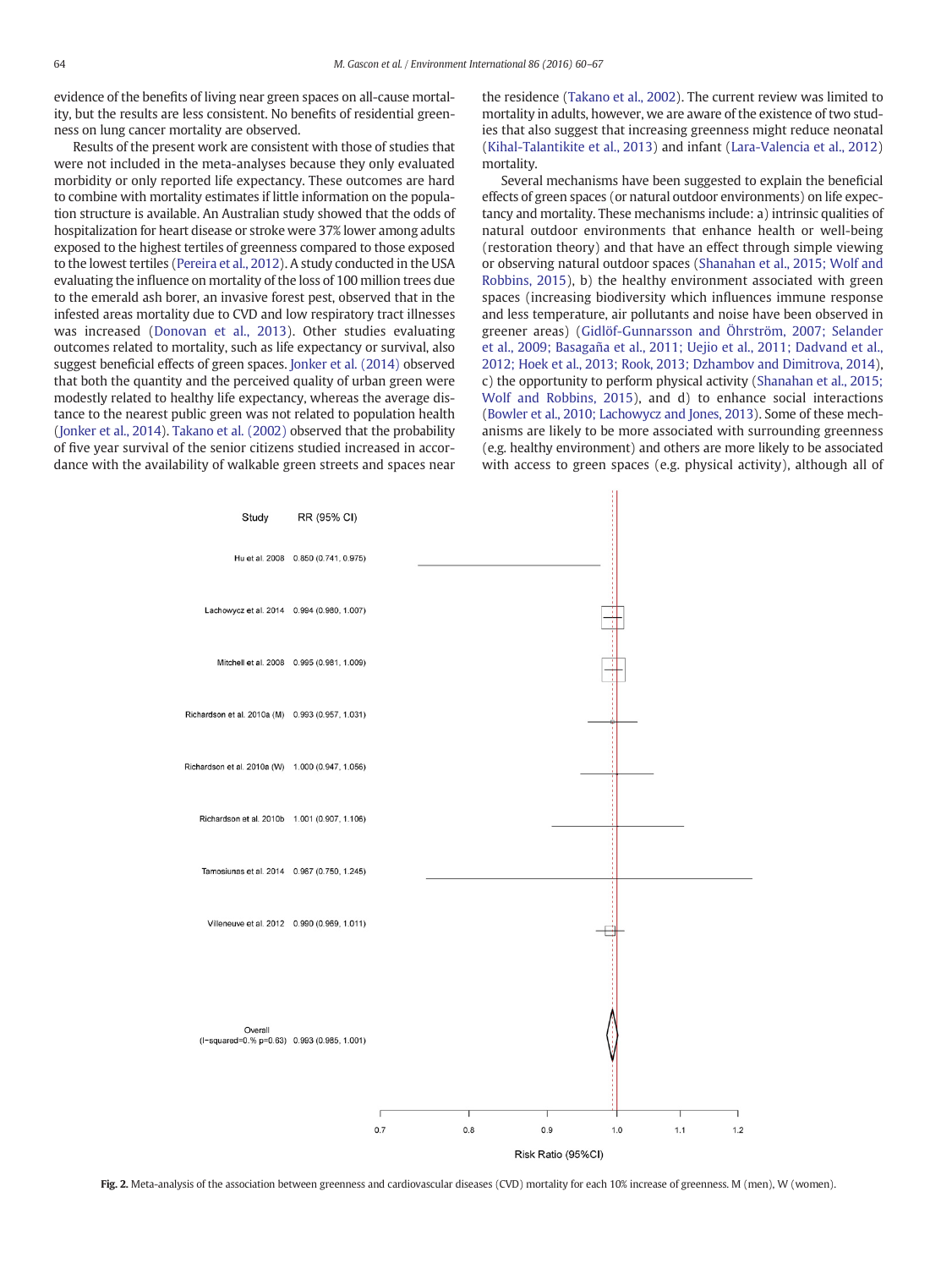evidence of the benefits of living near green spaces on all-cause mortality, but the results are less consistent. No benefits of residential greenness on lung cancer mortality are observed.

Results of the present work are consistent with those of studies that were not included in the meta-analyses because they only evaluated morbidity or only reported life expectancy. These outcomes are hard to combine with mortality estimates if little information on the population structure is available. An Australian study showed that the odds of hospitalization for heart disease or stroke were 37% lower among adults exposed to the highest tertiles of greenness compared to those exposed to the lowest tertiles (Pereira et al., 2012). A study conducted in the USA evaluating the influence on mortality of the loss of 100 million trees due to the emerald ash borer, an invasive forest pest, observed that in the infested areas mortality due to CVD and low respiratory tract illnesses was increased (Donovan et al., 2013). Other studies evaluating outcomes related to mortality, such as life expectancy or survival, also suggest beneficial effects of green spaces. Jonker et al. (2014) observed that both the quantity and the perceived quality of urban green were modestly related to healthy life expectancy, whereas the average distance to the nearest public green was not related to population health (Jonker et al., 2014). Takano et al. (2002) observed that the probability of five year survival of the senior citizens studied increased in accordance with the availability of walkable green streets and spaces near the residence (Takano et al., 2002). The current review was limited to mortality in adults, however, we are aware of the existence of two studies that also suggest that increasing greenness might reduce neonatal (Kihal-Talantikite et al., 2013) and infant (Lara-Valencia et al., 2012) mortality.

Several mechanisms have been suggested to explain the beneficial effects of green spaces (or natural outdoor environments) on life expectancy and mortality. These mechanisms include: a) intrinsic qualities of natural outdoor environments that enhance health or well-being (restoration theory) and that have an effect through simple viewing or observing natural outdoor spaces (Shanahan et al., 2015; Wolf and Robbins, 2015), b) the healthy environment associated with green spaces (increasing biodiversity which influences immune response and less temperature, air pollutants and noise have been observed in greener areas) (Gidlöf-Gunnarsson and Öhrström, 2007; Selander et al., 2009; Basagaña et al., 2011; Uejio et al., 2011; Dadvand et al., 2012; Hoek et al., 2013; Rook, 2013; Dzhambov and Dimitrova, 2014), c) the opportunity to perform physical activity (Shanahan et al., 2015; Wolf and Robbins, 2015), and d) to enhance social interactions (Bowler et al., 2010; Lachowycz and Jones, 2013). Some of these mechanisms are likely to be more associated with surrounding greenness (e.g. healthy environment) and others are more likely to be associated with access to green spaces (e.g. physical activity), although all of

| Study | RR (95% CI) |
|---|---|
| Hu et al. 2008 | 0.850 (0.741, 0.975) |
| Lachowycz et al. 2014 | 0.994 (0.980, 1.007) |
| Mitchell et al. 2008 | 0.995 (0.981, 1.009) |
| Richardson et al. 2010a (M) | 0.993 (0.957, 1.031) |
| Richardson et al. 2010a (W) | 1.000 (0.947, 1.056) |
| Richardson et al. 2010b | 1.001 (0.907, 1.106) |
| Tamosiunas et al. 2014 | 0.967 (0.750, 1.245) |
| Villeneuve et al. 2012 | 0.990 (0.969, 1.011) |
| Overall (I-squared=0.% p=0.63) | 0.993 (0.985, 1.001) |

**Fig. 2.** Meta-analysis of the association between greenness and cardiovascular diseases (CVD) mortality for each 10% increase of greenness. M (men), W (women).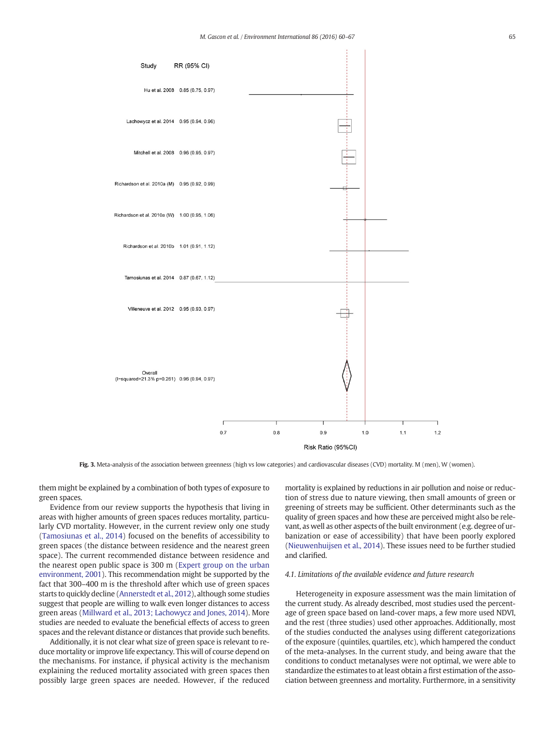| Study | RR (95% CI) |
| --- | --- |
| Hu et al. 2008 | 0.85 (0.75, 0.97) |
| Lachowycz et al. 2014 | 0.95 (0.94, 0.96) |
| Mitchell et al. 2008 | 0.96 (0.95, 0.97) |
| Richardson et al. 2010a (M) | 0.95 (0.92, 0.99) |
| Richardson et al. 2010a (W) | 1.00 (0.95, 1.06) |
| Richardson et al. 2010b | 1.01 (0.91, 1.12) |
| Tamosiunas et al. 2014 | 0.87 (0.67, 1.12) |
| Villeneuve et al. 2012 | 0.95 (0.93, 0.97) |
| Overall (I-squared=21.3% p=0.261) | 0.96 (0.94, 0.97) |

**Fig. 3.** Meta-analysis of the association between greenness (high vs low categories) and cardiovascular diseases (CVD) mortality. M (men), W (women).

them might be explained by a combination of both types of exposure to green spaces.

Evidence from our review supports the hypothesis that living in areas with higher amounts of green spaces reduces mortality, particularly CVD mortality. However, in the current review only one study (Tamosiunas et al., 2014) focused on the benefits of accessibility to green spaces (the distance between residence and the nearest green space). The current recommended distance between residence and the nearest open public space is 300 m (Expert group on the urban environment, 2001). This recommendation might be supported by the fact that 300–400 m is the threshold after which use of green spaces starts to quickly decline (Annerstedt et al., 2012), although some studies suggest that people are willing to walk even longer distances to access green areas (Millward et al., 2013; Lachowycz and Jones, 2014). More studies are needed to evaluate the beneficial effects of access to green spaces and the relevant distance or distances that provide such benefits.

Additionally, it is not clear what size of green space is relevant to reduce mortality or improve life expectancy. This will of course depend on the mechanisms. For instance, if physical activity is the mechanism explaining the reduced mortality associated with green spaces then possibly large green spaces are needed. However, if the reduced mortality is explained by reductions in air pollution and noise or reduction of stress due to nature viewing, then small amounts of green or greening of streets may be sufficient. Other determinants such as the quality of green spaces and how these are perceived might also be relevant, as well as other aspects of the built environment (e.g. degree of urbanization or ease of accessibility) that have been poorly explored (Nieuwenhuijsen et al., 2014). These issues need to be further studied and clarified.

### 4.1. Limitations of the available evidence and future research

Heterogeneity in exposure assessment was the main limitation of the current study. As already described, most studies used the percentage of green space based on land-cover maps, a few more used NDVI, and the rest (three studies) used other approaches. Additionally, most of the studies conducted the analyses using different categorizations of the exposure (quintiles, quartiles, etc), which hampered the conduct of the meta-analyses. In the current study, and being aware that the conditions to conduct metanalyses were not optimal, we were able to standardize the estimates to at least obtain a first estimation of the association between greenness and mortality. Furthermore, in a sensitivity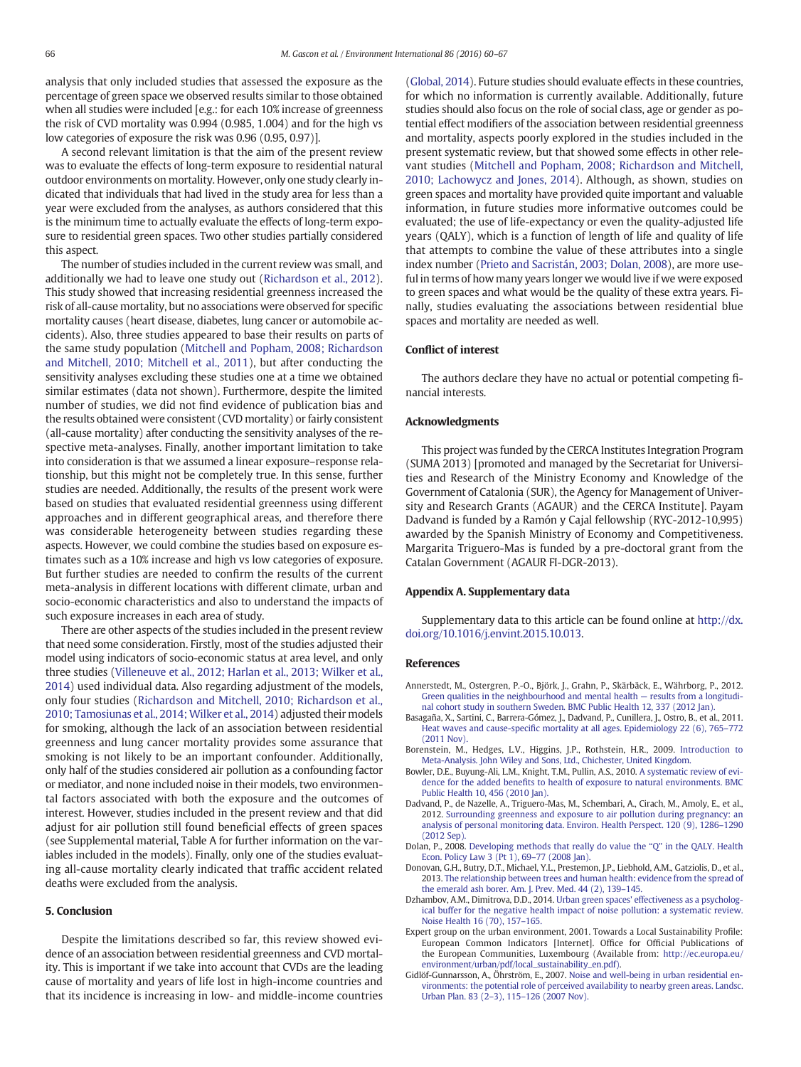analysis that only included studies that assessed the exposure as the percentage of green space we observed results similar to those obtained when all studies were included [e.g.: for each 10% increase of greenness the risk of CVD mortality was 0.994 (0.985, 1.004) and for the high vs low categories of exposure the risk was 0.96 (0.95, 0.97)].

A second relevant limitation is that the aim of the present review was to evaluate the effects of long-term exposure to residential natural outdoor environments on mortality. However, only one study clearly indicated that individuals that had lived in the study area for less than a year were excluded from the analyses, as authors considered that this is the minimum time to actually evaluate the effects of long-term exposure to residential green spaces. Two other studies partially considered this aspect.

The number of studies included in the current review was small, and additionally we had to leave one study out (Richardson et al., 2012). This study showed that increasing residential greenness increased the risk of all-cause mortality, but no associations were observed for specific mortality causes (heart disease, diabetes, lung cancer or automobile accidents). Also, three studies appeared to base their results on parts of the same study population (Mitchell and Popham, 2008; Richardson and Mitchell, 2010; Mitchell et al., 2011), but after conducting the sensitivity analyses excluding these studies one at a time we obtained similar estimates (data not shown). Furthermore, despite the limited number of studies, we did not find evidence of publication bias and the results obtained were consistent (CVD mortality) or fairly consistent (all-cause mortality) after conducting the sensitivity analyses of the respective meta-analyses. Finally, another important limitation to take into consideration is that we assumed a linear exposure–response relationship, but this might not be completely true. In this sense, further studies are needed. Additionally, the results of the present work were based on studies that evaluated residential greenness using different approaches and in different geographical areas, and therefore there was considerable heterogeneity between studies regarding these aspects. However, we could combine the studies based on exposure estimates such as a 10% increase and high vs low categories of exposure. But further studies are needed to confirm the results of the current meta-analysis in different locations with different climate, urban and socio-economic characteristics and also to understand the impacts of such exposure increases in each area of study.

There are other aspects of the studies included in the present review that need some consideration. Firstly, most of the studies adjusted their model using indicators of socio-economic status at area level, and only three studies (Villeneuve et al., 2012; Harlan et al., 2013; Wilker et al., 2014) used individual data. Also regarding adjustment of the models, only four studies (Richardson and Mitchell, 2010; Richardson et al., 2010; Tamosiunas et al., 2014; Wilker et al., 2014) adjusted their models for smoking, although the lack of an association between residential greenness and lung cancer mortality provides some assurance that smoking is not likely to be an important confounder. Additionally, only half of the studies considered air pollution as a confounding factor or mediator, and none included noise in their models, two environmental factors associated with both the exposure and the outcomes of interest. However, studies included in the present review and that did adjust for air pollution still found beneficial effects of green spaces (see Supplemental material, Table A for further information on the variables included in the models). Finally, only one of the studies evaluating all-cause mortality clearly indicated that traffic accident related deaths were excluded from the analysis.

## 5. Conclusion

Despite the limitations described so far, this review showed evidence of an association between residential greenness and CVD mortality. This is important if we take into account that CVDs are the leading cause of mortality and years of life lost in high-income countries and that its incidence is increasing in low- and middle-income countries (Global, 2014). Future studies should evaluate effects in these countries, for which no information is currently available. Additionally, future studies should also focus on the role of social class, age or gender as potential effect modifiers of the association between residential greenness and mortality, aspects poorly explored in the studies included in the present systematic review, but that showed some effects in other relevant studies (Mitchell and Popham, 2008; Richardson and Mitchell, 2010; Lachowycz and Jones, 2014). Although, as shown, studies on green spaces and mortality have provided quite important and valuable information, in future studies more informative outcomes could be evaluated; the use of life-expectancy or even the quality-adjusted life years (QALY), which is a function of length of life and quality of life that attempts to combine the value of these attributes into a single index number (Prieto and Sacristán, 2003; Dolan, 2008), are more useful in terms of how many years longer we would live if we were exposed to green spaces and what would be the quality of these extra years. Finally, studies evaluating the associations between residential blue spaces and mortality are needed as well.

## Conflict of interest

The authors declare they have no actual or potential competing financial interests.

## Acknowledgments

This project was funded by the CERCA Institutes Integration Program (SUMA 2013) [promoted and managed by the Secretariat for Universities and Research of the Ministry Economy and Knowledge of the Government of Catalonia (SUR), the Agency for Management of University and Research Grants (AGAUR) and the CERCA Institute]. Payam Dadvand is funded by a Ramón y Cajal fellowship (RYC-2012-10,995) awarded by the Spanish Ministry of Economy and Competitiveness. Margarita Triguero-Mas is funded by a pre-doctoral grant from the Catalan Government (AGAUR FI-DGR-2013).

## Appendix A. Supplementary data

Supplementary data to this article can be found online at http://dx.doi.org/10.1016/j.envint.2015.10.013.

## References

Annerstedt, M., Ostergren, P.-O., Björk, J., Grahn, P., Skärbäck, E., Währborg, P., 2012. Green qualities in the neighbourhood and mental health — results from a longitudinal cohort study in southern Sweden. BMC Public Health 12, 337 (2012 Jan).

Basagaña, X., Sartini, C., Barrera-Gómez, J., Dadvand, P., Cunillera, J., Ostro, B., et al., 2011. Heat waves and cause-specific mortality at all ages. Epidemiology 22 (6), 765–772 (2011 Nov).

Borenstein, M., Hedges, L.V., Higgins, J.P., Rothstein, H.R., 2009. Introduction to Meta-Analysis. John Wiley and Sons, Ltd., Chichester, United Kingdom.

Bowler, D.E., Buyung-Ali, L.M., Knight, T.M., Pullin, A.S., 2010. A systematic review of evidence for the added benefits to health of exposure to natural environments. BMC Public Health 10, 456 (2010 Jan).

Dadvand, P., de Nazelle, A., Triguero-Mas, M., Schembari, A., Cirach, M., Amoly, E., et al., 2012. Surrounding greenness and exposure to air pollution during pregnancy: an analysis of personal monitoring data. Environ. Health Perspect. 120 (9), 1286–1290 (2012 Sep).

Dolan, P., 2008. Developing methods that really do value the "Q" in the QALY. Health Econ. Policy Law 3 (Pt 1), 69–77 (2008 Jan).

Donovan, G.H., Butry, D.T., Michael, Y.L., Prestemon, J.P., Liebhold, A.M., Gatziolis, D., et al., 2013. The relationship between trees and human health: evidence from the spread of the emerald ash borer. Am. J. Prev. Med. 44 (2), 139–145.

Dzhambov, A.M., Dimitrova, D.D., 2014. Urban green spaces' effectiveness as a psychological buffer for the negative health impact of noise pollution: a systematic review. Noise Health 16 (70), 157–165.

Expert group on the urban environment, 2001. Towards a Local Sustainability Profile: European Common Indicators [Internet]. Office for Official Publications of the European Communities, Luxembourg (Available from: http://ec.europa.eu/environment/urban/pdf/local_sustainability_en.pdf).

Gidlöf-Gunnarsson, A., Öhrström, E., 2007. Noise and well-being in urban residential environments: the potential role of perceived availability to nearby green areas. Landsc. Urban Plan. 83 (2–3), 115–126 (2007 Nov).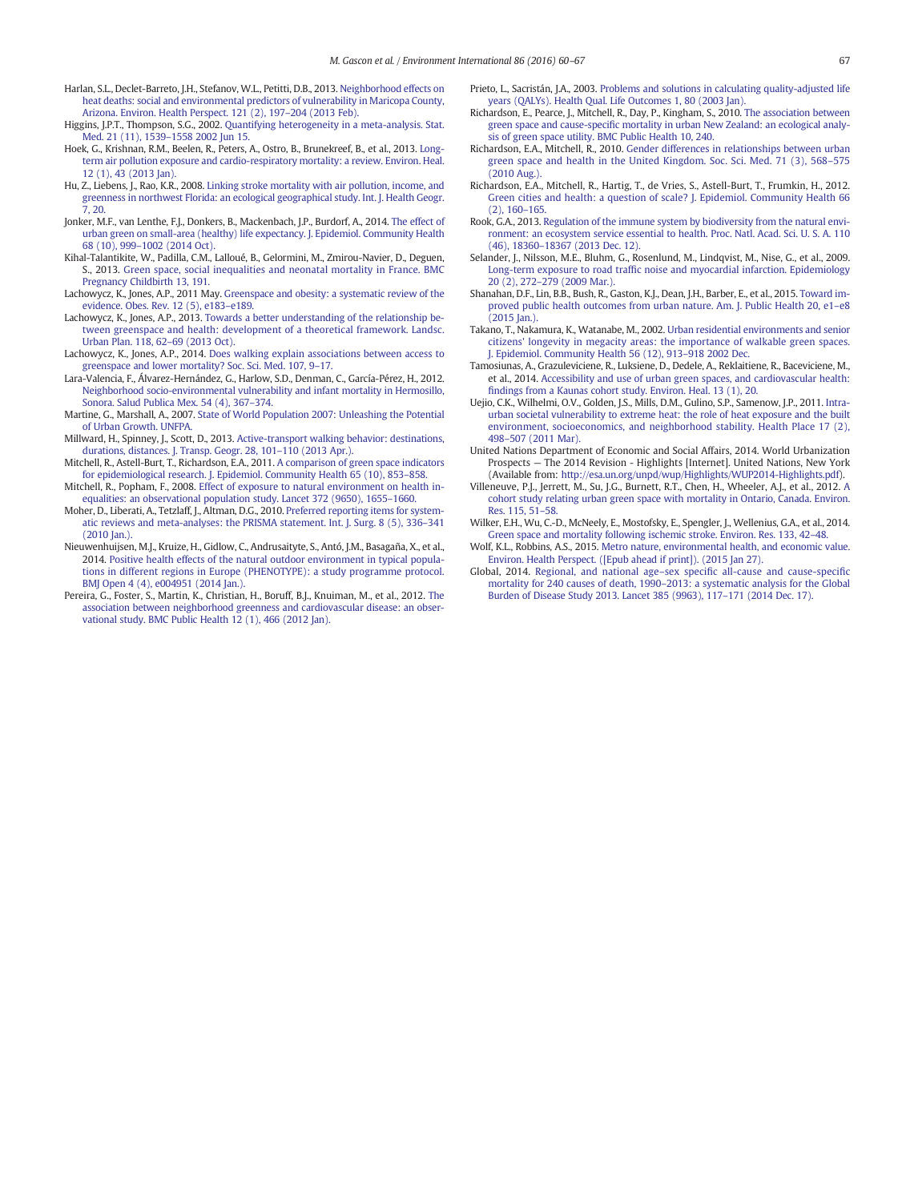Harlan, S.L., Declet-Barreto, J.H., Stefanov, W.L., Petitti, D.B., 2013. Neighborhood effects on heat deaths: social and environmental predictors of vulnerability in Maricopa County, Arizona. Environ. Health Perspect. 121 (2), 197–204 (2013 Feb).

Higgins, J.P.T., Thompson, S.G., 2002. Quantifying heterogeneity in a meta-analysis. Stat. Med. 21 (11), 1539–1558 2002 Jun 15.

Hoek, G., Krishnan, R.M., Beelen, R., Peters, A., Ostro, B., Brunekreef, B., et al., 2013. Long-term air pollution exposure and cardio-respiratory mortality: a review. Environ. Heal. 12 (1), 43 (2013 Jan).

Hu, Z., Liebens, J., Rao, K.R., 2008. Linking stroke mortality with air pollution, income, and greenness in northwest Florida: an ecological geographical study. Int. J. Health Geogr. 7, 20.

Jonker, M.F., van Lenthe, F.J., Donkers, B., Mackenbach, J.P., Burdorf, A., 2014. The effect of urban green on small-area (healthy) life expectancy. J. Epidemiol. Community Health 68 (10), 999–1002 (2014 Oct).

Kihal-Talantikite, W., Padilla, C.M., Lalloué, B., Gelormini, M., Zmirou-Navier, D., Deguen, S., 2013. Green space, social inequalities and neonatal mortality in France. BMC Pregnancy Childbirth 13, 191.

Lachowycz, K., Jones, A.P., 2011 May. Greenspace and obesity: a systematic review of the evidence. Obes. Rev. 12 (5), e183–e189.

Lachowycz, K., Jones, A.P., 2013. Towards a better understanding of the relationship between greenspace and health: development of a theoretical framework. Landsc. Urban Plan. 118, 62–69 (2013 Oct).

Lachowycz, K., Jones, A.P., 2014. Does walking explain associations between access to greenspace and lower mortality? Soc. Sci. Med. 107, 9–17.

Lara-Valencia, F., Álvarez-Hernández, G., Harlow, S.D., Denman, C., García-Pérez, H., 2012. Neighborhood socio-environmental vulnerability and infant mortality in Hermosillo, Sonora. Salud Publica Mex. 54 (4), 367–374.

Martine, G., Marshall, A., 2007. State of World Population 2007: Unleashing the Potential of Urban Growth. UNFPA.

Millward, H., Spinney, J., Scott, D., 2013. Active-transport walking behavior: destinations, durations, distances. J. Transp. Geogr. 28, 101–110 (2013 Apr.).

Mitchell, R., Astell-Burt, T., Richardson, E.A., 2011. A comparison of green space indicators for epidemiological research. J. Epidemiol. Community Health 65 (10), 853–858.

Mitchell, R., Popham, F., 2008. Effect of exposure to natural environment on health inequalities: an observational population study. Lancet 372 (9650), 1655–1660.

Moher, D., Liberati, A., Tetzlaff, J., Altman, D.G., 2010. Preferred reporting items for systematic reviews and meta-analyses: the PRISMA statement. Int. J. Surg. 8 (5), 336–341 (2010 Jan.).

Nieuwenhuijsen, M.J., Kruize, H., Gidlow, C., Andrusaityte, S., Antó, J.M., Basagaña, X., et al., 2014. Positive health effects of the natural outdoor environment in typical populations in different regions in Europe (PHENOTYPE): a study programme protocol. BMJ Open 4 (4), e004951 (2014 Jan.).

Pereira, G., Foster, S., Martin, K., Christian, H., Boruff, B.J., Knuiman, M., et al., 2012. The association between neighborhood greenness and cardiovascular disease: an observational study. BMC Public Health 12 (1), 466 (2012 Jan).

Prieto, L., Sacristán, J.A., 2003. Problems and solutions in calculating quality-adjusted life years (QALYs). Health Qual. Life Outcomes 1, 80 (2003 Jan).

Richardson, E., Pearce, J., Mitchell, R., Day, P., Kingham, S., 2010. The association between green space and cause-specific mortality in urban New Zealand: an ecological analysis of green space utility. BMC Public Health 10, 240.

Richardson, E.A., Mitchell, R., 2010. Gender differences in relationships between urban green space and health in the United Kingdom. Soc. Sci. Med. 71 (3), 568–575 (2010 Aug.).

Richardson, E.A., Mitchell, R., Hartig, T., de Vries, S., Astell-Burt, T., Frumkin, H., 2012. Green cities and health: a question of scale? J. Epidemiol. Community Health 66 (2), 160–165.

Rook, G.A., 2013. Regulation of the immune system by biodiversity from the natural environment: an ecosystem service essential to health. Proc. Natl. Acad. Sci. U. S. A. 110 (46), 18360–18367 (2013 Dec. 12).

Selander, J., Nilsson, M.E., Bluhm, G., Rosenlund, M., Lindqvist, M., Nise, G., et al., 2009. Long-term exposure to road traffic noise and myocardial infarction. Epidemiology 20 (2), 272–279 (2009 Mar.).

Shanahan, D.F., Lin, B.B., Bush, R., Gaston, K.J., Dean, J.H., Barber, E., et al., 2015. Toward improved public health outcomes from urban nature. Am. J. Public Health 20, e1–e8 (2015 Jan.).

Takano, T., Nakamura, K., Watanabe, M., 2002. Urban residential environments and senior citizens' longevity in megacity areas: the importance of walkable green spaces. J. Epidemiol. Community Health 56 (12), 913–918 2002 Dec.

Tamosiunas, A., Grazuleviciene, R., Luksiene, D., Dedele, A., Reklaitiene, R., Baceviciene, M., et al., 2014. Accessibility and use of urban green spaces, and cardiovascular health: findings from a Kaunas cohort study. Environ. Heal. 13 (1), 20.

Uejio, C.K., Wilhelmi, O.V., Golden, J.S., Mills, D.M., Gulino, S.P., Samenow, J.P., 2011. Intra-urban societal vulnerability to extreme heat: the role of heat exposure and the built environment, socioeconomics, and neighborhood stability. Health Place 17 (2), 498–507 (2011 Mar).

United Nations Department of Economic and Social Affairs, 2014. World Urbanization Prospects — The 2014 Revision - Highlights [Internet]. United Nations, New York (Available from: http://esa.un.org/unpd/wup/Highlights/WUP2014-Highlights.pdf).

Villeneuve, P.J., Jerrett, M., Su, J.G., Burnett, R.T., Chen, H., Wheeler, A.J., et al., 2012. A cohort study relating urban green space with mortality in Ontario, Canada. Environ. Res. 115, 51–58.

Wilker, E.H., Wu, C.-D., McNeely, E., Mostofsky, E., Spengler, J., Wellenius, G.A., et al., 2014. Green space and mortality following ischemic stroke. Environ. Res. 133, 42–48.

Wolf, K.L., Robbins, A.S., 2015. Metro nature, environmental health, and economic value. Environ. Health Perspect. ([Epub ahead if print]). (2015 Jan 27).

Global, 2014. Regional, and national age–sex specific all-cause and cause-specific mortality for 240 causes of death, 1990–2013: a systematic analysis for the Global Burden of Disease Study 2013. Lancet 385 (9963), 117–171 (2014 Dec. 17).